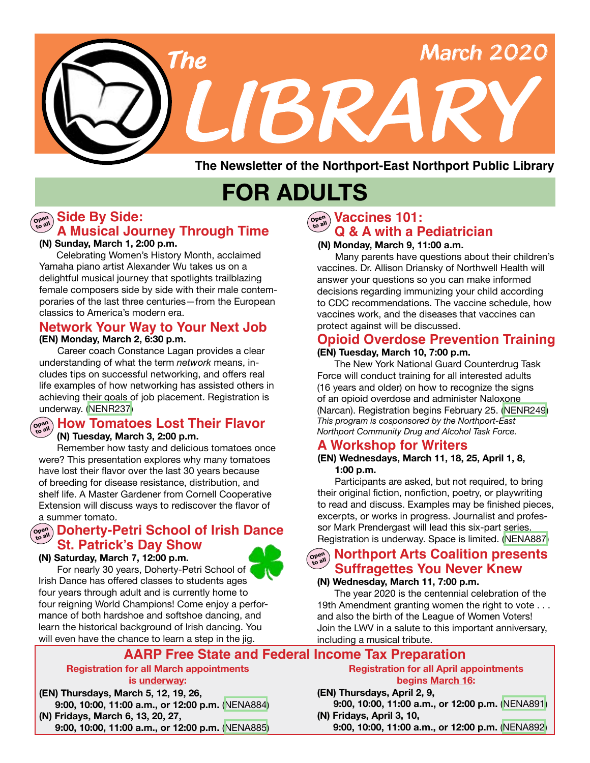# The LIBRARY

March 2020

**The Newsletter of the Northport-East Northport Public Library**

# FOR ADULTS

## Side By Side: A Musical Journey Through Time

Open to all

**(N) Sunday, March 1, 2:00 p.m.**

Celebrating Women's History Month, acclaimed Yamaha piano artist Alexander Wu takes us on a delightful musical journey that spotlights trailblazing female composers side by side with their male contemporaries of the last three centuries—from the European classics to America's modern era.

## Network Your Way to Your Next Job

**(EN) Monday, March 2, 6:30 p.m.**

Career coach Constance Lagan provides a clear understanding of what the term *network* means, includes tips on successful networking, and offers real life examples of how networking has assisted others in achieving their goals of job placement. Registration is underway. (NENR237)

## How Tomatoes Lost Their Flavor

Open to all

**(N) Tuesday, March 3, 2:00 p.m.**

Remember how tasty and delicious tomatoes once were? This presentation explores why many tomatoes have lost their flavor over the last 30 years because of breeding for disease resistance, distribution, and shelf life. A Master Gardener from Cornell Cooperative Extension will discuss ways to rediscover the flavor of a summer tomato.

## Doherty-Petri School of Irish Dance St. Patrick's Day Show

Open to all

**(N) Saturday, March 7, 12:00 p.m.**

For nearly 30 years, Doherty-Petri School of Irish Dance has offered classes to students ages four years through adult and is currently home to four reigning World Champions! Come enjoy a performance of both hardshoe and softshoe dancing, and learn the historical background of Irish dancing. You will even have the chance to learn a step in the jig.

## Vaccines 101: Q & A with a Pediatrician

Open to all

**(N) Monday, March 9, 11:00 a.m.**

Many parents have questions about their children's vaccines. Dr. Allison Driansky of Northwell Health will answer your questions so you can make informed decisions regarding immunizing your child according to CDC recommendations. The vaccine schedule, how vaccines work, and the diseases that vaccines can protect against will be discussed.

## Opioid Overdose Prevention Training

**(EN) Tuesday, March 10, 7:00 p.m.**

The New York National Guard Counterdrug Task Force will conduct training for all interested adults (16 years and older) on how to recognize the signs of an opioid overdose and administer Naloxone (Narcan). Registration begins February 25. (NENR249)

*This program is cosponsored by the Northport-East Northport Community Drug and Alcohol Task Force.*

## A Workshop for Writers

**(EN) Wednesdays, March 11, 18, 25, April 1, 8, 1:00 p.m.**

Participants are asked, but not required, to bring their original fiction, nonfiction, poetry, or playwriting to read and discuss. Examples may be finished pieces, excerpts, or works in progress. Journalist and professor Mark Prendergast will lead this six-part series. Registration is underway. Space is limited. (NENA887)

## Northport Arts Coalition presents Suffragettes You Never Knew

Open to all

**(N) Wednesday, March 11, 7:00 p.m.**

The year 2020 is the centennial celebration of the 19th Amendment granting women the right to vote . . . and also the birth of the League of Women Voters! Join the LWV in a salute to this important anniversary, including a musical tribute.

## AARP Free State and Federal Income Tax Preparation

**Registration for all March appointments is underway:**

**(EN) Thursdays, March 5, 12, 19, 26, 9:00, 10:00, 11:00 a.m., or 12:00 p.m.** (NENA884)

**(N) Fridays, March 6, 13, 20, 27, 9:00, 10:00, 11:00 a.m., or 12:00 p.m.** (NENA885)

**Registration for all April appointments begins March 16:**

**(EN) Thursdays, April 2, 9, 9:00, 10:00, 11:00 a.m., or 12:00 p.m.** (NENA891)

**(N) Fridays, April 3, 10, 9:00, 10:00, 11:00 a.m., or 12:00 p.m.** (NENA892)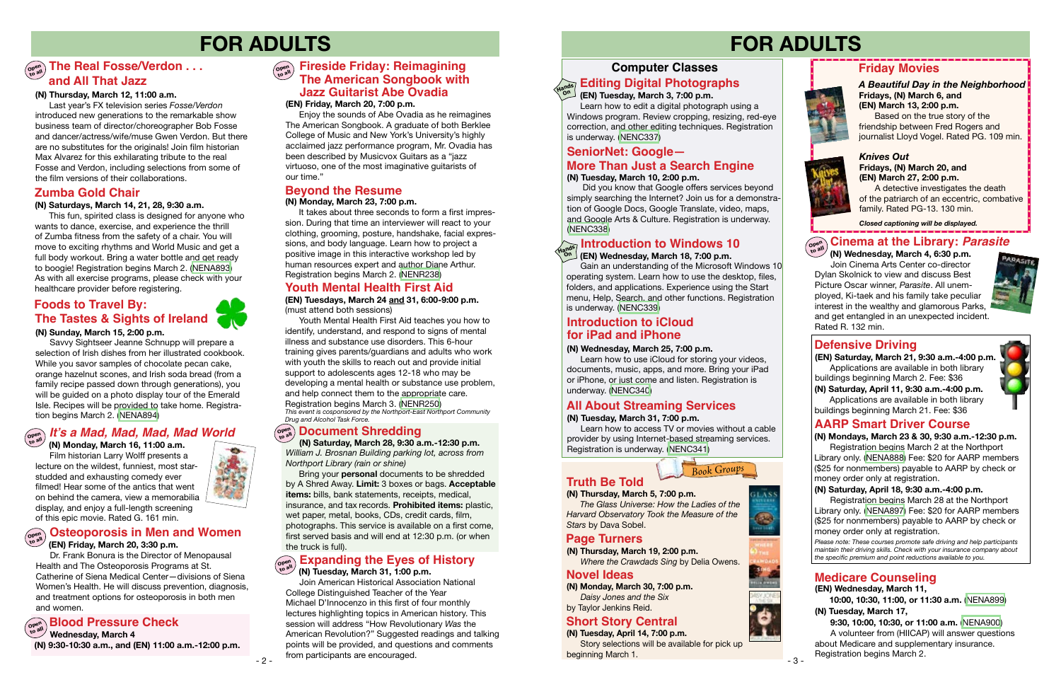# FOR ADULTS

Open to all

## The Real Fosse/Verdon . . . and All That Jazz

**(N) Thursday, March 12, 11:00 a.m.**

Last year's FX television series *Fosse/Verdon* introduced new generations to the remarkable show business team of director/choreographer Bob Fosse and dancer/actress/wife/muse Gwen Verdon. But there are no substitutes for the originals! Join film historian Max Alvarez for this exhilarating tribute to the real Fosse and Verdon, including selections from some of the film versions of their collaborations.

## Zumba Gold Chair

**(N) Saturdays, March 14, 21, 28, 9:30 a.m.**

This fun, spirited class is designed for anyone who wants to dance, exercise, and experience the thrill of Zumba fitness from the safety of a chair. You will move to exciting rhythms and World Music and get a full body workout. Bring a water bottle and get ready to boogie! Registration begins March 2. (NENA893) As with all exercise programs, please check with your healthcare provider before registering.

## Foods to Travel By: The Tastes & Sights of Ireland

**(N) Sunday, March 15, 2:00 p.m.**

Savvy Sightseer Jeanne Schnupp will prepare a selection of Irish dishes from her illustrated cookbook. While you savor samples of chocolate pecan cake, orange hazelnut scones, and Irish soda bread (from a family recipe passed down through generations), you will be guided on a photo display tour of the Emerald Isle. Recipes will be provided to take home. Registration begins March 2. (NENA894)

Open to all

## *It's a Mad, Mad, Mad, Mad World*

**(N) Monday, March 16, 11:00 a.m.**

Film historian Larry Wolff presents a lecture on the wildest, funniest, most star-studded and exhausting comedy ever filmed! Hear some of the antics that went on behind the camera, view a memorabilia display, and enjoy a full-length screening of this epic movie. Rated G. 161 min.

Open to all

## Osteoporosis in Men and Women

**(EN) Friday, March 20, 3:30 p.m.**

Dr. Frank Bonura is the Director of Menopausal Health and The Osteoporosis Programs at St. Catherine of Siena Medical Center—divisions of Siena Women's Health. He will discuss prevention, diagnosis, and treatment options for osteoporosis in both men and women.

Open to all

## Blood Pressure Check

**Wednesday, March 4**

**(N) 9:30-10:30 a.m., and (EN) 11:00 a.m.-12:00 p.m.**

Open to all

## Fireside Friday: Reimagining The American Songbook with Jazz Guitarist Abe Ovadia

**(EN) Friday, March 20, 7:00 p.m.**

Enjoy the sounds of Abe Ovadia as he reimagines The American Songbook. A graduate of both Berklee College of Music and New York's highly acclaimed jazz performance program, Mr. Ovadia has been described by Musicvox Guitars as a "jazz virtuoso, one of the most imaginative guitarists of our time."

## Beyond the Resume

**(N) Monday, March 23, 7:00 p.m.**

It takes about three seconds to form a first impression. During that time an interviewer will react to your clothing, grooming, posture, handshake, facial expressions, and body language. Learn how to project a positive image in this interactive workshop led by human resources expert and author Diane Arthur. Registration begins March 2. (NENR238)

## Youth Mental Health First Aid

**(EN) Tuesdays, March 24 and 31, 6:00-9:00 p.m.** (must attend both sessions)

Youth Mental Health First Aid teaches you how to identify, understand, and respond to signs of mental illness and substance use disorders. This 6-hour training gives parents/guardians and adults who work with youth the skills to reach out and provide initial support to adolescents ages 12-18 who may be developing a mental health or substance use problem, and help connect them to the appropriate care. Registration begins March 3. (NENR250)

*This event is cosponsored by the Northport-East Northport Community Drug and Alcohol Task Force.*

Open to all

## Document Shredding

**(N) Saturday, March 28, 9:30 a.m.-12:30 p.m.**

*William J. Brosnan Building parking lot, across from Northport Library (rain or shine)*

Bring your **personal** documents to be shredded by A Shred Away. **Limit:** 3 boxes or bags. **Acceptable items:** bills, bank statements, receipts, medical, insurance, and tax records. **Prohibited items:** plastic, wet paper, metal, books, CDs, credit cards, film, photographs. This service is available on a first come, first served basis and will end at 12:30 p.m. (or when the truck is full).

Open to all

## Expanding the Eyes of History

**(N) Tuesday, March 31, 1:00 p.m.**

Join American Historical Association National College Distinguished Teacher of the Year Michael D'Innocenzo in this first of four monthly lectures highlighting topics in American history. This session will address "How Revolutionary *Was* the American Revolution?" Suggested readings and talking points will be provided, and questions and comments from participants are encouraged.

# FOR ADULTS

## Computer Classes

Hands On

### Editing Digital Photographs

**(EN) Tuesday, March 3, 7:00 p.m.**

Learn how to edit a digital photograph using a Windows program. Review cropping, resizing, red-eye correction, and other editing techniques. Registration is underway. (NENC337)

### SeniorNet: Google—More Than Just a Search Engine

**(N) Tuesday, March 10, 2:00 p.m.**

Did you know that Google offers services beyond simply searching the Internet? Join us for a demonstration of Google Docs, Google Translate, video, maps, and Google Arts & Culture. Registration is underway. (NENC338)

Hands On

### Introduction to Windows 10

**(EN) Wednesday, March 18, 7:00 p.m.**

Gain an understanding of the Microsoft Windows 10 operating system. Learn how to use the desktop, files, folders, and applications. Experience using the Start menu, Help, Search, and other functions. Registration is underway. (NENC339)

### Introduction to iCloud for iPad and iPhone

**(N) Wednesday, March 25, 7:00 p.m.**

Learn how to use iCloud for storing your videos, documents, music, apps, and more. Bring your iPad or iPhone, or just come and listen. Registration is underway. (NENC340)

### All About Streaming Services

**(N) Tuesday, March 31, 7:00 p.m.**

Learn how to access TV or movies without a cable provider by using Internet-based streaming services. Registration is underway. (NENC341)

## Book Groups

### Truth Be Told

**(N) Thursday, March 5, 7:00 p.m.**

*The Glass Universe: How the Ladies of the Harvard Observatory Took the Measure of the Stars* by Dava Sobel.

### Page Turners

**(N) Thursday, March 19, 2:00 p.m.**

*Where the Crawdads Sing* by Delia Owens.

### Novel Ideas

**(N) Monday, March 30, 7:00 p.m.**

*Daisy Jones and the Six* by Taylor Jenkins Reid.

### Short Story Central

**(N) Tuesday, April 14, 7:00 p.m.**

Story selections will be available for pick up beginning March 1.

## Friday Movies

***A Beautiful Day in the Neighborhood***

**Fridays, (N) March 6, and (EN) March 13, 2:00 p.m.**

Based on the true story of the friendship between Fred Rogers and journalist Lloyd Vogel. Rated PG. 109 min.

***Knives Out***

**Fridays, (N) March 20, and (EN) March 27, 2:00 p.m.**

A detective investigates the death of the patriarch of an eccentric, combative family. Rated PG-13. 130 min.

***Closed captioning will be displayed.***

Open to all

## Cinema at the Library: *Parasite*

**(N) Wednesday, March 4, 6:30 p.m.**

Join Cinema Arts Center co-director Dylan Skolnick to view and discuss Best Picture Oscar winner, *Parasite*. All unemployed, Ki-taek and his family take peculiar interest in the wealthy and glamorous Parks, and get entangled in an unexpected incident. Rated R. 132 min.

## Defensive Driving

**(EN) Saturday, March 21, 9:30 a.m.-4:00 p.m.**

Applications are available in both library buildings beginning March 2. Fee: $36

**(N) Saturday, April 11, 9:30 a.m.-4:00 p.m.**

Applications are available in both library buildings beginning March 21. Fee: $36

## AARP Smart Driver Course

**(N) Mondays, March 23 & 30, 9:30 a.m.-12:30 p.m.**

Registration begins March 2 at the Northport Library only. (NENA888) Fee: $20 for AARP members ($25 for nonmembers) payable to AARP by check or money order only at registration.

**(N) Saturday, April 18, 9:30 a.m.-4:00 p.m.**

Registration begins March 28 at the Northport Library only. (NENA897) Fee: $20 for AARP members ($25 for nonmembers) payable to AARP by check or money order only at registration.

*Please note: These courses promote safe driving and help participants maintain their driving skills. Check with your insurance company about the specific premium and point reductions available to you.*

## Medicare Counseling

**(EN) Wednesday, March 11,**
**10:00, 10:30, 11:00, or 11:30 a.m.** (NENA899)

**(N) Tuesday, March 17,**
**9:30, 10:00, 10:30, or 11:00 a.m.** (NENA900)

A volunteer from (HIICAP) will answer questions about Medicare and supplementary insurance. Registration begins March 2.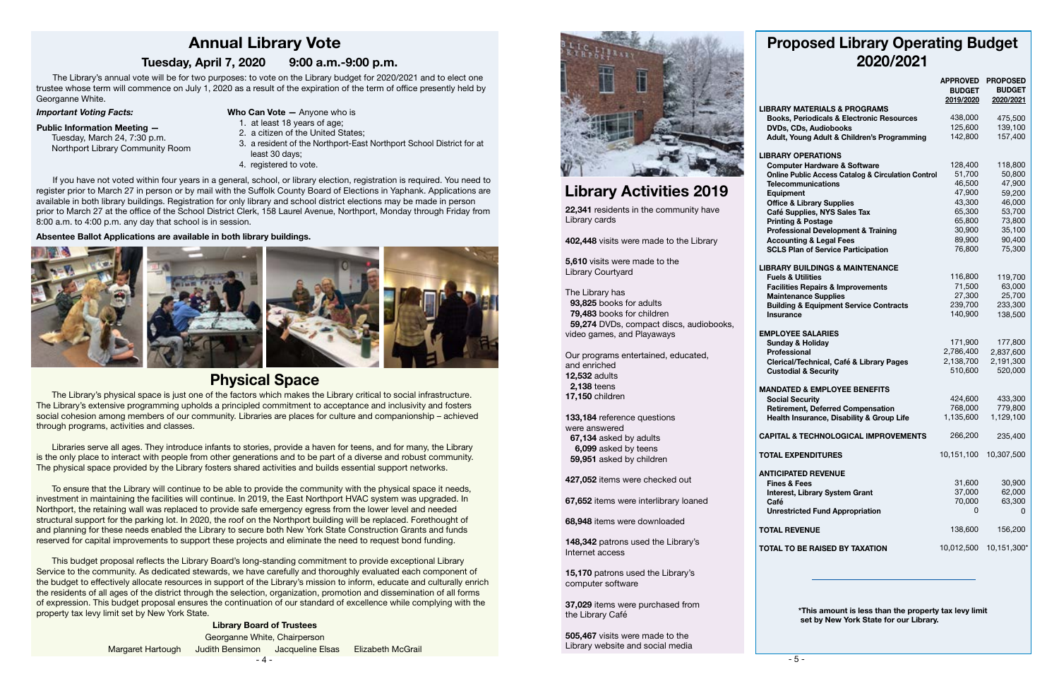# Annual Library Vote

## Tuesday, April 7, 2020 9:00 a.m.-9:00 p.m.

The Library's annual vote will be for two purposes: to vote on the Library budget for 2020/2021 and to elect one trustee whose term will commence on July 1, 2020 as a result of the expiration of the term of office presently held by Georganne White.

***Important Voting Facts:***

**Public Information Meeting —**
Tuesday, March 24, 7:30 p.m.
Northport Library Community Room

**Who Can Vote —** Anyone who is

1. at least 18 years of age;
2. a citizen of the United States;
3. a resident of the Northport-East Northport School District for at least 30 days;
4. registered to vote.

If you have not voted within four years in a general, school, or library election, registration is required. You need to register prior to March 27 in person or by mail with the Suffolk County Board of Elections in Yaphank. Applications are available in both library buildings. Registration for only library and school district elections may be made in person prior to March 27 at the office of the School District Clerk, 158 Laurel Avenue, Northport, Monday through Friday from 8:00 a.m. to 4:00 p.m. any day that school is in session.

**Absentee Ballot Applications are available in both library buildings.**

# Physical Space

The Library's physical space is just one of the factors which makes the Library critical to social infrastructure. The Library's extensive programming upholds a principled commitment to acceptance and inclusivity and fosters social cohesion among members of our community. Libraries are places for culture and companionship – achieved through programs, activities and classes.

Libraries serve all ages. They introduce infants to stories, provide a haven for teens, and for many, the Library is the only place to interact with people from other generations and to be part of a diverse and robust community. The physical space provided by the Library fosters shared activities and builds essential support networks.

To ensure that the Library will continue to be able to provide the community with the physical space it needs, investment in maintaining the facilities will continue. In 2019, the East Northport HVAC system was upgraded. In Northport, the retaining wall was replaced to provide safe emergency egress from the lower level and needed structural support for the parking lot. In 2020, the roof on the Northport building will be replaced. Forethought of and planning for these needs enabled the Library to secure both New York State Construction Grants and funds reserved for capital improvements to support these projects and eliminate the need to request bond funding.

This budget proposal reflects the Library Board's long-standing commitment to provide exceptional Library Service to the community. As dedicated stewards, we have carefully and thoroughly evaluated each component of the budget to effectively allocate resources in support of the Library's mission to inform, educate and culturally enrich the residents of all ages of the district through the selection, organization, promotion and dissemination of all forms of expression. This budget proposal ensures the continuation of our standard of excellence while complying with the property tax levy limit set by New York State.

**Library Board of Trustees**

Georganne White, Chairperson

Margaret Hartough   Judith Bensimon   Jacqueline Elsas   Elizabeth McGrail

# Library Activities 2019

**22,341** residents in the community have Library cards

**402,448** visits were made to the Library

**5,610** visits were made to the Library Courtyard

The Library has
**93,825** books for adults
**79,483** books for children
**59,274** DVDs, compact discs, audiobooks, video games, and Playaways

Our programs entertained, educated, and enriched
**12,532** adults
**2,138** teens
**17,150** children

**133,184** reference questions were answered
**67,134** asked by adults
**6,099** asked by teens
**59,951** asked by children

**427,052** items were checked out

**67,652** items were interlibrary loaned

**68,948** items were downloaded

**148,342** patrons used the Library's Internet access

**15,170** patrons used the Library's computer software

**37,029** items were purchased from the Library Café

**505,467** visits were made to the Library website and social media

# Proposed Library Operating Budget 2020/2021

| | APPROVED BUDGET 2019/2020 | PROPOSED BUDGET 2020/2021 |
|---|---|---|
| **LIBRARY MATERIALS & PROGRAMS** | | |
| **Books, Periodicals & Electronic Resources** | 438,000 | 475,500 |
| **DVDs, CDs, Audiobooks** | 125,600 | 139,100 |
| **Adult, Young Adult & Children's Programming** | 142,800 | 157,400 |
| **LIBRARY OPERATIONS** | | |
| **Computer Hardware & Software** | 128,400 | 118,800 |
| **Online Public Access Catalog & Circulation Control** | 51,700 | 50,800 |
| **Telecommunications** | 46,500 | 47,900 |
| **Equipment** | 47,900 | 59,200 |
| **Office & Library Supplies** | 43,300 | 46,000 |
| **Café Supplies, NYS Sales Tax** | 65,300 | 53,700 |
| **Printing & Postage** | 65,800 | 73,800 |
| **Professional Development & Training** | 30,900 | 35,100 |
| **Accounting & Legal Fees** | 89,900 | 90,400 |
| **SCLS Plan of Service Participation** | 76,800 | 75,300 |
| **LIBRARY BUILDINGS & MAINTENANCE** | | |
| **Fuels & Utilities** | 116,800 | 119,700 |
| **Facilities Repairs & Improvements** | 71,500 | 63,000 |
| **Maintenance Supplies** | 27,300 | 25,700 |
| **Building & Equipment Service Contracts** | 239,700 | 233,300 |
| **Insurance** | 140,900 | 138,500 |
| **EMPLOYEE SALARIES** | | |
| **Sunday & Holiday** | 171,900 | 177,800 |
| **Professional** | 2,786,400 | 2,837,600 |
| **Clerical/Technical, Café & Library Pages** | 2,138,700 | 2,191,300 |
| **Custodial & Security** | 510,600 | 520,000 |
| **MANDATED & EMPLOYEE BENEFITS** | | |
| **Social Security** | 424,600 | 433,300 |
| **Retirement, Deferred Compensation** | 768,000 | 779,800 |
| **Health Insurance, Disability & Group Life** | 1,135,600 | 1,129,100 |
| **CAPITAL & TECHNOLOGICAL IMPROVEMENTS** | 266,200 | 235,400 |
| **TOTAL EXPENDITURES** | 10,151,100 | 10,307,500 |
| **ANTICIPATED REVENUE** | | |
| **Fines & Fees** | 31,600 | 30,900 |
| **Interest, Library System Grant** | 37,000 | 62,000 |
| **Café** | 70,000 | 63,300 |
| **Unrestricted Fund Appropriation** | 0 | 0 |
| **TOTAL REVENUE** | 138,600 | 156,200 |
| **TOTAL TO BE RAISED BY TAXATION** | 10,012,500 | 10,151,300* |

**\*This amount is less than the property tax levy limit set by New York State for our Library.**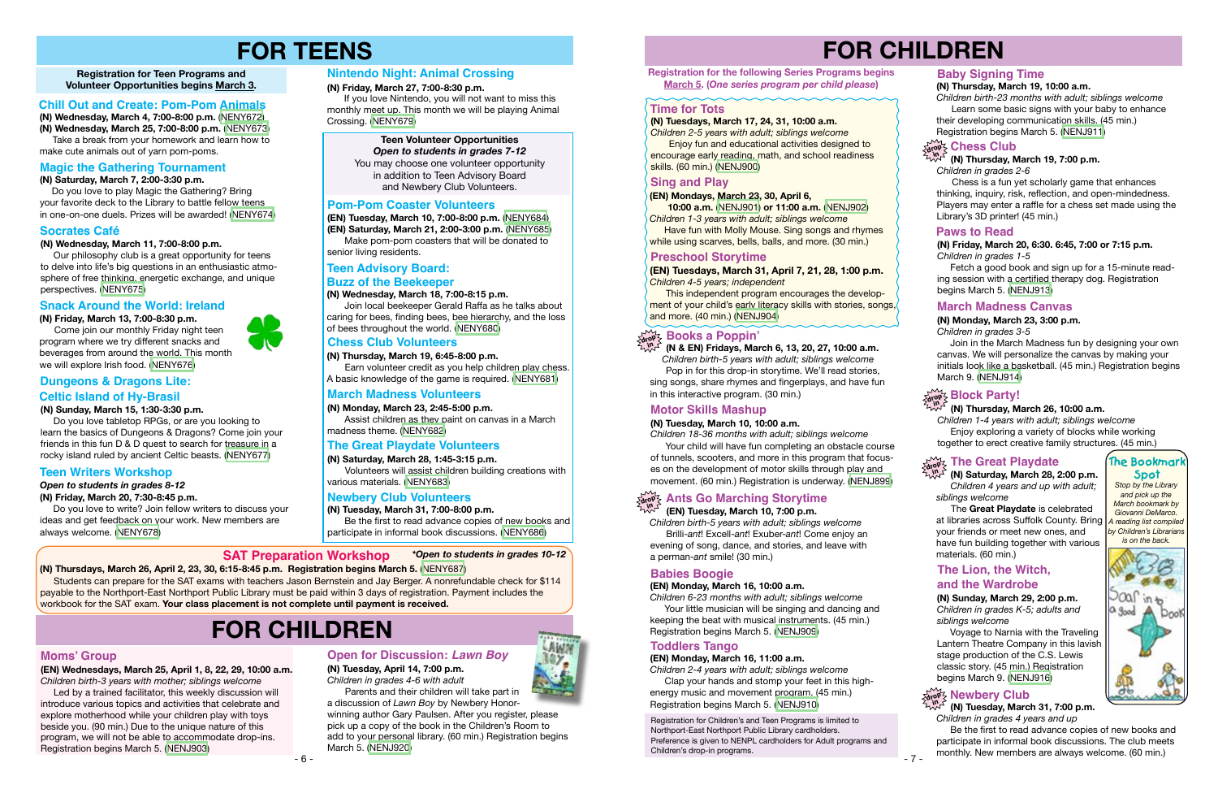# FOR TEENS

**Registration for Teen Programs and Volunteer Opportunities begins March 3.**

## Chill Out and Create: Pom-Pom Animals

**(N) Wednesday, March 4, 7:00-8:00 p.m. (NENY672)**
**(N) Wednesday, March 25, 7:00-8:00 p.m. (NENY673)**

Take a break from your homework and learn how to make cute animals out of yarn pom-poms.

## Magic the Gathering Tournament

**(N) Saturday, March 7, 2:00-3:30 p.m.**

Do you love to play Magic the Gathering? Bring your favorite deck to the Library to battle fellow teens in one-on-one duels. Prizes will be awarded! (NENY674)

## Socrates Café

**(N) Wednesday, March 11, 7:00-8:00 p.m.**

Our philosophy club is a great opportunity for teens to delve into life's big questions in an enthusiastic atmosphere of free thinking, energetic exchange, and unique perspectives. (NENY675)

## Snack Around the World: Ireland

**(N) Friday, March 13, 7:00-8:30 p.m.**

Come join our monthly Friday night teen program where we try different snacks and beverages from around the world. This month we will explore Irish food. (NENY676)

## Dungeons & Dragons Lite: Celtic Island of Hy-Brasil

**(N) Sunday, March 15, 1:30-3:30 p.m.**

Do you love tabletop RPGs, or are you looking to learn the basics of Dungeons & Dragons? Come join your friends in this fun D & D quest to search for treasure in a rocky island ruled by ancient Celtic beasts. (NENY677)

## Teen Writers Workshop

***Open to students in grades 8-12***
**(N) Friday, March 20, 7:30-8:45 p.m.**

Do you love to write? Join fellow writers to discuss your ideas and get feedback on your work. New members are always welcome. (NENY678)

## Nintendo Night: Animal Crossing

**(N) Friday, March 27, 7:00-8:30 p.m.**

If you love Nintendo, you will not want to miss this monthly meet up. This month we will be playing Animal Crossing. (NENY679)

**Teen Volunteer Opportunities**
***Open to students in grades 7-12***
You may choose one volunteer opportunity in addition to Teen Advisory Board and Newbery Club Volunteers.

## Pom-Pom Coaster Volunteers

**(EN) Tuesday, March 10, 7:00-8:00 p.m. (NENY684)**
**(EN) Saturday, March 21, 2:00-3:00 p.m. (NENY685)**

Make pom-pom coasters that will be donated to senior living residents.

## Teen Advisory Board: Buzz of the Beekeeper

**(N) Wednesday, March 18, 7:00-8:15 p.m.**

Join local beekeeper Gerald Raffa as he talks about caring for bees, finding bees, bee hierarchy, and the loss of bees throughout the world. (NENY680)

## Chess Club Volunteers

**(N) Thursday, March 19, 6:45-8:00 p.m.**

Earn volunteer credit as you help children play chess. A basic knowledge of the game is required. (NENY681)

## March Madness Volunteers

**(N) Monday, March 23, 2:45-5:00 p.m.**

Assist children as they paint on canvas in a March madness theme. (NENY682)

## The Great Playdate Volunteers

**(N) Saturday, March 28, 1:45-3:15 p.m.**

Volunteers will assist children building creations with various materials. (NENY683)

## Newbery Club Volunteers

**(N) Tuesday, March 31, 7:00-8:00 p.m.**

Be the first to read advance copies of new books and participate in informal book discussions. (NENY686)

## SAT Preparation Workshop

***Open to students in grades 10-12***

**(N) Thursdays, March 26, April 2, 23, 30, 6:15-8:45 p.m. Registration begins March 5. (NENY687)**

Students can prepare for the SAT exams with teachers Jason Bernstein and Jay Berger. A nonrefundable check for $114 payable to the Northport-East Northport Public Library must be paid within 3 days of registration. Payment includes the workbook for the SAT exam. **Your class placement is not complete until payment is received.**

# FOR CHILDREN

## Moms' Group

**(EN) Wednesdays, March 25, April 1, 8, 22, 29, 10:00 a.m.**
*Children birth-3 years with mother; siblings welcome*

Led by a trained facilitator, this weekly discussion will introduce various topics and activities that celebrate and explore motherhood while your children play with toys beside you. (90 min.) Due to the unique nature of this program, we will not be able to accommodate drop-ins. Registration begins March 5. (NENJ903)

## Open for Discussion: *Lawn Boy*

**(N) Tuesday, April 14, 7:00 p.m.**
*Children in grades 4-6 with adult*

Parents and their children will take part in a discussion of *Lawn Boy* by Newbery Honor-winning author Gary Paulsen. After you register, please pick up a copy of the book in the Children's Room to add to your personal library. (60 min.) Registration begins March 5. (NENJ920)

# FOR CHILDREN

**Registration for the following Series Programs begins March 5. (One series program per child please)**

## Time for Tots

**(N) Tuesdays, March 17, 24, 31, 10:00 a.m.**
*Children 2-5 years with adult; siblings welcome*

Enjoy fun and educational activities designed to encourage early reading, math, and school readiness skills. (60 min.) (NENJ900)

## Sing and Play

**(EN) Mondays, March 23, 30, April 6, 10:00 a.m. (NENJ901) or 11:00 a.m. (NENJ902)**
*Children 1-3 years with adult; siblings welcome*

Have fun with Molly Mouse. Sing songs and rhymes while using scarves, bells, balls, and more. (30 min.)

## Preschool Storytime

**(EN) Tuesdays, March 31, April 7, 21, 28, 1:00 p.m.**
*Children 4-5 years; independent*

This independent program encourages the development of your child's early literacy skills with stories, songs, and more. (40 min.) (NENJ904)

## Books a Poppin' (drop in)

**(N & EN) Fridays, March 6, 13, 20, 27, 10:00 a.m.**
*Children birth-5 years with adult; siblings welcome*

Pop in for this drop-in storytime. We'll read stories, sing songs, share rhymes and fingerplays, and have fun in this interactive program. (30 min.)

## Motor Skills Mashup

**(N) Tuesday, March 10, 10:00 a.m.**
*Children 18-36 months with adult; siblings welcome*

Your child will have fun completing an obstacle course of tunnels, scooters, and more in this program that focuses on the development of motor skills through play and movement. (60 min.) Registration is underway. (NENJ899)

## Ants Go Marching Storytime (drop in)

**(EN) Tuesday, March 10, 7:00 p.m.**
*Children birth-5 years with adult; siblings welcome*

Brilli-*ant*! Excell-*ant*! Exuber-*ant*! Come enjoy an evening of song, dance, and stories, and leave with a perman-*ant* smile! (30 min.)

## Babies Boogie

**(EN) Monday, March 16, 10:00 a.m.**
*Children 6-23 months with adult; siblings welcome*

Your little musician will be singing and dancing and keeping the beat with musical instruments. (45 min.) Registration begins March 5. (NENJ909)

## Toddlers Tango

**(EN) Monday, March 16, 11:00 a.m.**
*Children 2-4 years with adult; siblings welcome*

Clap your hands and stomp your feet in this high-energy music and movement program. (45 min.) Registration begins March 5. (NENJ910)

Registration for Children's and Teen Programs is limited to Northport-East Northport Public Library cardholders. Preference is given to NENPL cardholders for Adult programs and Children's drop-in programs.

## Baby Signing Time

**(N) Thursday, March 19, 10:00 a.m.**
*Children birth-23 months with adult; siblings welcome*

Learn some basic signs with your baby to enhance their developing communication skills. (45 min.) Registration begins March 5. (NENJ911)

## Chess Club (drop in)

**(N) Thursday, March 19, 7:00 p.m.**
*Children in grades 2-6*

Chess is a fun yet scholarly game that enhances thinking, inquiry, risk, reflection, and open-mindedness. Players may enter a raffle for a chess set made using the Library's 3D printer! (45 min.)

## Paws to Read

**(N) Friday, March 20, 6:30. 6:45, 7:00 or 7:15 p.m.**
*Children in grades 1-5*

Fetch a good book and sign up for a 15-minute reading session with a certified therapy dog. Registration begins March 5. (NENJ913)

## March Madness Canvas

**(N) Monday, March 23, 3:00 p.m.**
*Children in grades 3-5*

Join in the March Madness fun by designing your own canvas. We will personalize the canvas by making your initials look like a basketball. (45 min.) Registration begins March 9. (NENJ914)

## Block Party! (drop in)

**(N) Thursday, March 26, 10:00 a.m.**
*Children 1-4 years with adult; siblings welcome*

Enjoy exploring a variety of blocks while working together to erect creative family structures. (45 min.)

## The Great Playdate (drop in)

**(N) Saturday, March 28, 2:00 p.m.**
*Children 4 years and up with adult; siblings welcome*

The **Great Playdate** is celebrated at libraries across Suffolk County. Bring your friends or meet new ones, and have fun building together with various materials. (60 min.)

**The Bookmark Spot**

*Stop by the Library and pick up the March bookmark by Giovanni DeMarco. A reading list compiled by Children's Librarians is on the back.*

## The Lion, the Witch, and the Wardrobe

**(N) Sunday, March 29, 2:00 p.m.**
*Children in grades K-5; adults and siblings welcome*

Voyage to Narnia with the Traveling Lantern Theatre Company in this lavish stage production of the C.S. Lewis classic story. (45 min.) Registration begins March 9. (NENJ916)

## Newbery Club (drop in)

**(N) Tuesday, March 31, 7:00 p.m.**
*Children in grades 4 years and up*

Be the first to read advance copies of new books and participate in informal book discussions. The club meets monthly. New members are always welcome. (60 min.)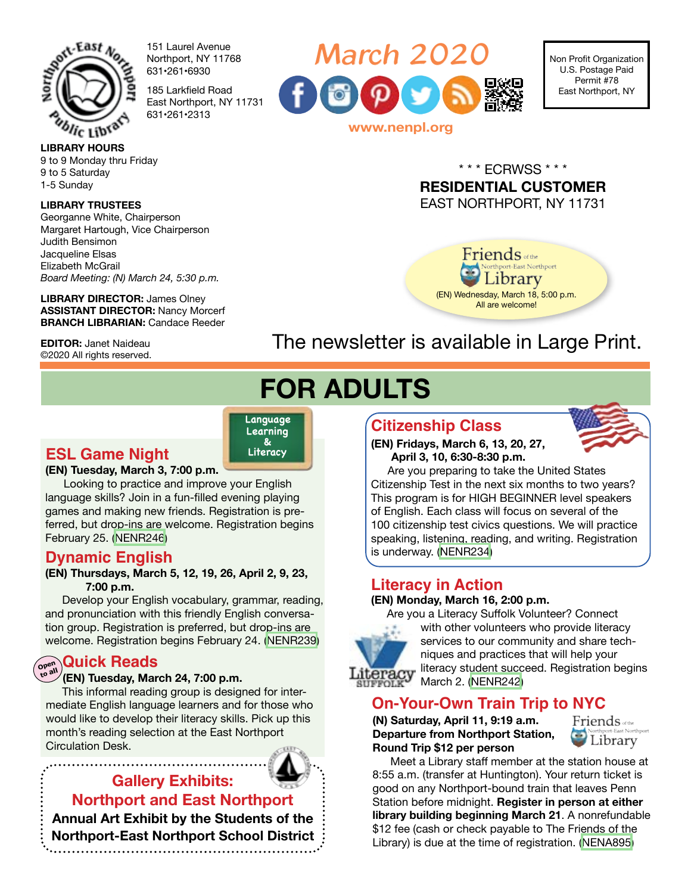151 Laurel Avenue
Northport, NY 11768
631•261•6930

185 Larkfield Road
East Northport, NY 11731
631•261•2313

# March 2020

www.nenpl.org

Non Profit Organization
U.S. Postage Paid
Permit #78
East Northport, NY

**LIBRARY HOURS**
9 to 9 Monday thru Friday
9 to 5 Saturday
1-5 Sunday

**LIBRARY TRUSTEES**
Georganne White, Chairperson
Margaret Hartough, Vice Chairperson
Judith Bensimon
Jacqueline Elsas
Elizabeth McGrail
*Board Meeting: (N) March 24, 5:30 p.m.*

**LIBRARY DIRECTOR:** James Olney
**ASSISTANT DIRECTOR:** Nancy Morcerf
**BRANCH LIBRARIAN:** Candace Reeder

**EDITOR:** Janet Naideau
©2020 All rights reserved.

\* \* \* ECRWSS \* \* \*
**RESIDENTIAL CUSTOMER**
EAST NORTHPORT, NY 11731

Friends of the Northport-East Northport Library
(EN) Wednesday, March 18, 5:00 p.m.
All are welcome!

The newsletter is available in Large Print.

# FOR ADULTS

Language Learning & Literacy

## ESL Game Night

**(EN) Tuesday, March 3, 7:00 p.m.**

Looking to practice and improve your English language skills? Join in a fun-filled evening playing games and making new friends. Registration is preferred, but drop-ins are welcome. Registration begins February 25. (NENR246)

## Dynamic English

**(EN) Thursdays, March 5, 12, 19, 26, April 2, 9, 23, 7:00 p.m.**

Develop your English vocabulary, grammar, reading, and pronunciation with this friendly English conversation group. Registration is preferred, but drop-ins are welcome. Registration begins February 24. (NENR239)

## Quick Reads

Open to all

**(EN) Tuesday, March 24, 7:00 p.m.**

This informal reading group is designed for intermediate English language learners and for those who would like to develop their literacy skills. Pick up this month's reading selection at the East Northport Circulation Desk.

## Gallery Exhibits: Northport and East Northport

**Annual Art Exhibit by the Students of the Northport-East Northport School District**

## Citizenship Class

**(EN) Fridays, March 6, 13, 20, 27, April 3, 10, 6:30-8:30 p.m.**

Are you preparing to take the United States Citizenship Test in the next six months to two years? This program is for HIGH BEGINNER level speakers of English. Each class will focus on several of the 100 citizenship test civics questions. We will practice speaking, listening, reading, and writing. Registration is underway. (NENR234)

## Literacy in Action

**(EN) Monday, March 16, 2:00 p.m.**

Are you a Literacy Suffolk Volunteer? Connect with other volunteers who provide literacy services to our community and share techniques and practices that will help your literacy student succeed. Registration begins March 2. (NENR242)

## On-Your-Own Train Trip to NYC

**(N) Saturday, April 11, 9:19 a.m.**
**Departure from Northport Station,**
**Round Trip $12 per person**

Meet a Library staff member at the station house at 8:55 a.m. (transfer at Huntington). Your return ticket is good on any Northport-bound train that leaves Penn Station before midnight. **Register in person at either library building beginning March 21**. A nonrefundable $12 fee (cash or check payable to The Friends of the Library) is due at the time of registration. (NENA895)